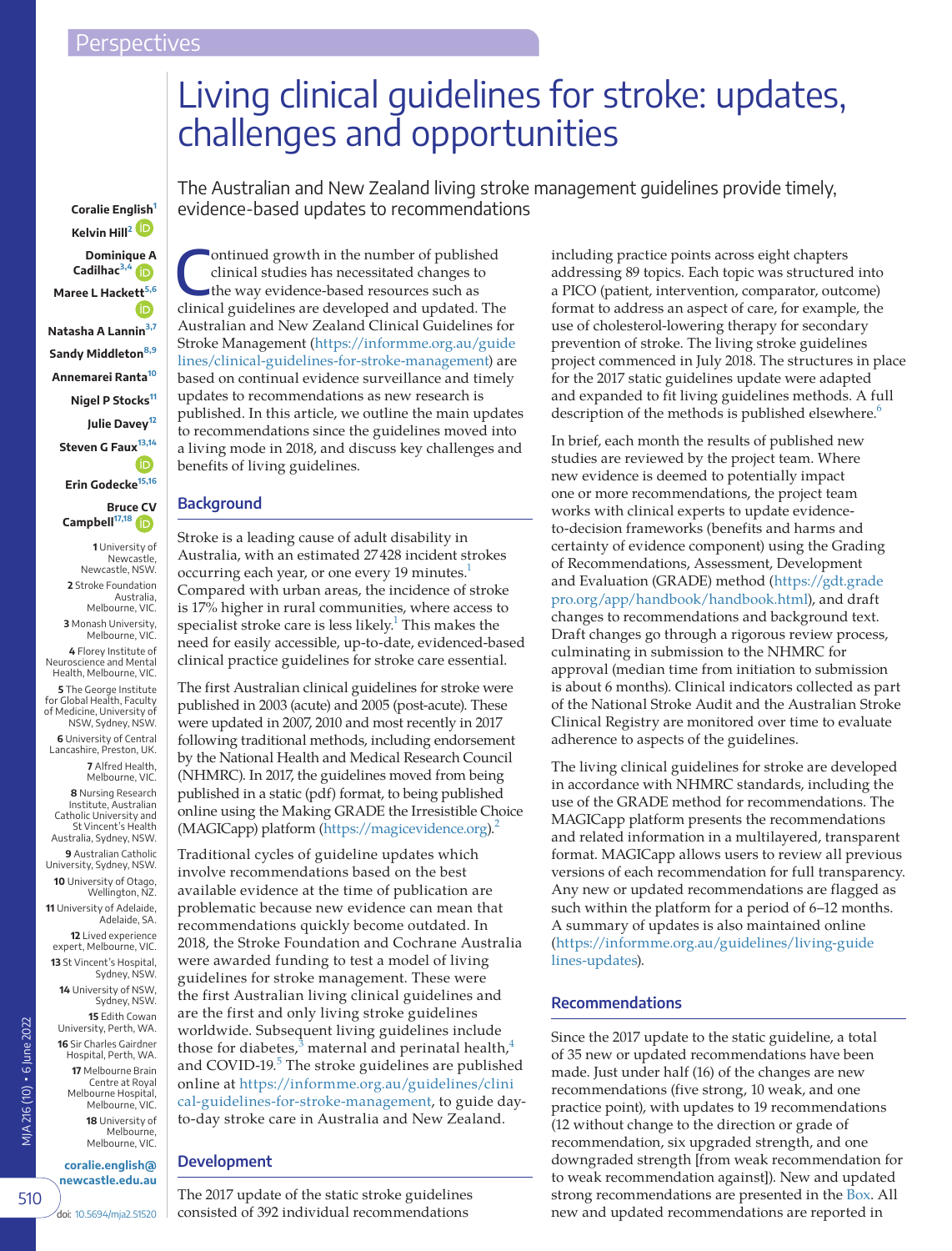Perspectives

# Living clinical guidelines for stroke: updates, challenges and opportunities

The Australian and New Zealand living stroke management guidelines provide timely, evidence-based updates to recommendations

Coralie English[1]
Kelvin Hill[2]
Dominique A Cadilhac[3,4]
Maree L Hackett[5,6]
Natasha A Lannin[3,7]
Sandy Middleton[8,9]
Annemarei Ranta[10]
Nigel P Stocks[11]
Julie Davey[12]
Steven G Faux[13,14]
Erin Godecke[15,16]
Bruce CV Campbell[17,18]

1 University of Newcastle, Newcastle, NSW.
2 Stroke Foundation Australia, Melbourne, VIC.
3 Monash University, Melbourne, VIC.
4 Florey Institute of Neuroscience and Mental Health, Melbourne, VIC.
5 The George Institute for Global Health, Faculty of Medicine, University of NSW, Sydney, NSW.
6 University of Central Lancashire, Preston, UK.
7 Alfred Health, Melbourne, VIC.
8 Nursing Research Institute, Australian Catholic University and St Vincent's Health Australia, Sydney, NSW.
9 Australian Catholic University, Sydney, NSW.
10 University of Otago, Wellington, NZ.
11 University of Adelaide, Adelaide, SA.
12 Lived experience expert, Melbourne, VIC.
13 St Vincent's Hospital, Sydney, NSW.
14 University of NSW, Sydney, NSW.
15 Edith Cowan University, Perth, WA.
16 Sir Charles Gairdner Hospital, Perth, WA.
17 Melbourne Brain Centre at Royal Melbourne Hospital, Melbourne, VIC.
18 University of Melbourne, Melbourne, VIC.

coralie.english@newcastle.edu.au

doi: 10.5694/mja2.51520

Continued growth in the number of published clinical studies has necessitated changes to the way evidence-based resources such as clinical guidelines are developed and updated. The Australian and New Zealand Clinical Guidelines for Stroke Management (https://informme.org.au/guidelines/clinical-guidelines-for-stroke-management) are based on continual evidence surveillance and timely updates to recommendations as new research is published. In this article, we outline the main updates to recommendations since the guidelines moved into a living mode in 2018, and discuss key challenges and benefits of living guidelines.

## Background

Stroke is a leading cause of adult disability in Australia, with an estimated 27 428 incident strokes occurring each year, or one every 19 minutes.[1] Compared with urban areas, the incidence of stroke is 17% higher in rural communities, where access to specialist stroke care is less likely.[1] This makes the need for easily accessible, up-to-date, evidenced-based clinical practice guidelines for stroke care essential.

The first Australian clinical guidelines for stroke were published in 2003 (acute) and 2005 (post-acute). These were updated in 2007, 2010 and most recently in 2017 following traditional methods, including endorsement by the National Health and Medical Research Council (NHMRC). In 2017, the guidelines moved from being published in a static (pdf) format, to being published online using the Making GRADE the Irresistible Choice (MAGICapp) platform (https://magicevidence.org).[2]

Traditional cycles of guideline updates which involve recommendations based on the best available evidence at the time of publication are problematic because new evidence can mean that recommendations quickly become outdated. In 2018, the Stroke Foundation and Cochrane Australia were awarded funding to test a model of living guidelines for stroke management. These were the first Australian living clinical guidelines and are the first and only living stroke guidelines worldwide. Subsequent living guidelines include those for diabetes,[3] maternal and perinatal health,[4] and COVID-19.[5] The stroke guidelines are published online at https://informme.org.au/guidelines/clinical-guidelines-for-stroke-management, to guide day-to-day stroke care in Australia and New Zealand.

## Development

The 2017 update of the static stroke guidelines consisted of 392 individual recommendations including practice points across eight chapters addressing 89 topics. Each topic was structured into a PICO (patient, intervention, comparator, outcome) format to address an aspect of care, for example, the use of cholesterol-lowering therapy for secondary prevention of stroke. The living stroke guidelines project commenced in July 2018. The structures in place for the 2017 static guidelines update were adapted and expanded to fit living guidelines methods. A full description of the methods is published elsewhere.[6]

In brief, each month the results of published new studies are reviewed by the project team. Where new evidence is deemed to potentially impact one or more recommendations, the project team works with clinical experts to update evidence-to-decision frameworks (benefits and harms and certainty of evidence component) using the Grading of Recommendations, Assessment, Development and Evaluation (GRADE) method (https://gdt.gradepro.org/app/handbook/handbook.html), and draft changes to recommendations and background text. Draft changes go through a rigorous review process, culminating in submission to the NHMRC for approval (median time from initiation to submission is about 6 months). Clinical indicators collected as part of the National Stroke Audit and the Australian Stroke Clinical Registry are monitored over time to evaluate adherence to aspects of the guidelines.

The living clinical guidelines for stroke are developed in accordance with NHMRC standards, including the use of the GRADE method for recommendations. The MAGICapp platform presents the recommendations and related information in a multilayered, transparent format. MAGICapp allows users to review all previous versions of each recommendation for full transparency. Any new or updated recommendations are flagged as such within the platform for a period of 6–12 months. A summary of updates is also maintained online (https://informme.org.au/guidelines/living-guidelines-updates).

## Recommendations

Since the 2017 update to the static guideline, a total of 35 new or updated recommendations have been made. Just under half (16) of the changes are new recommendations (five strong, 10 weak, and one practice point), with updates to 19 recommendations (12 without change to the direction or grade of recommendation, six upgraded strength, and one downgraded strength [from weak recommendation for to weak recommendation against]). New and updated strong recommendations are presented in the Box. All new and updated recommendations are reported in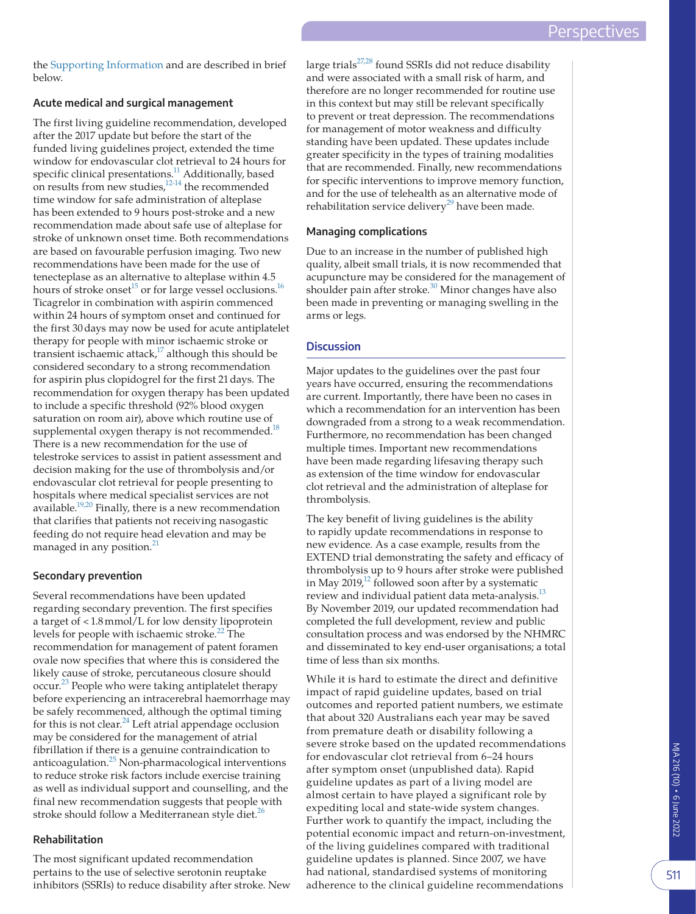the Supporting Information and are described in brief below.

### Acute medical and surgical management

The first living guideline recommendation, developed after the 2017 update but before the start of the funded living guidelines project, extended the time window for endovascular clot retrieval to 24 hours for specific clinical presentations.[11] Additionally, based on results from new studies,[12-14] the recommended time window for safe administration of alteplase has been extended to 9 hours post-stroke and a new recommendation made about safe use of alteplase for stroke of unknown onset time. Both recommendations are based on favourable perfusion imaging. Two new recommendations have been made for the use of tenecteplase as an alternative to alteplase within 4.5 hours of stroke onset[15] or for large vessel occlusions.[16] Ticagrelor in combination with aspirin commenced within 24 hours of symptom onset and continued for the first 30 days may now be used for acute antiplatelet therapy for people with minor ischaemic stroke or transient ischaemic attack,[17] although this should be considered secondary to a strong recommendation for aspirin plus clopidogrel for the first 21 days. The recommendation for oxygen therapy has been updated to include a specific threshold (92% blood oxygen saturation on room air), above which routine use of supplemental oxygen therapy is not recommended.[18] There is a new recommendation for the use of telestroke services to assist in patient assessment and decision making for the use of thrombolysis and/or endovascular clot retrieval for people presenting to hospitals where medical specialist services are not available.[19,20] Finally, there is a new recommendation that clarifies that patients not receiving nasogastic feeding do not require head elevation and may be managed in any position.[21]

### Secondary prevention

Several recommendations have been updated regarding secondary prevention. The first specifies a target of < 1.8 mmol/L for low density lipoprotein levels for people with ischaemic stroke.[22] The recommendation for management of patent foramen ovale now specifies that where this is considered the likely cause of stroke, percutaneous closure should occur.[23] People who were taking antiplatelet therapy before experiencing an intracerebral haemorrhage may be safely recommenced, although the optimal timing for this is not clear.[24] Left atrial appendage occlusion may be considered for the management of atrial fibrillation if there is a genuine contraindication to anticoagulation.[25] Non-pharmacological interventions to reduce stroke risk factors include exercise training as well as individual support and counselling, and the final new recommendation suggests that people with stroke should follow a Mediterranean style diet.[26]

### Rehabilitation

The most significant updated recommendation pertains to the use of selective serotonin reuptake inhibitors (SSRIs) to reduce disability after stroke. New large trials[27,28] found SSRIs did not reduce disability and were associated with a small risk of harm, and therefore are no longer recommended for routine use in this context but may still be relevant specifically to prevent or treat depression. The recommendations for management of motor weakness and difficulty standing have been updated. These updates include greater specificity in the types of training modalities that are recommended. Finally, new recommendations for specific interventions to improve memory function, and for the use of telehealth as an alternative mode of rehabilitation service delivery[29] have been made.

### Managing complications

Due to an increase in the number of published high quality, albeit small trials, it is now recommended that acupuncture may be considered for the management of shoulder pain after stroke.[30] Minor changes have also been made in preventing or managing swelling in the arms or legs.

## Discussion

Major updates to the guidelines over the past four years have occurred, ensuring the recommendations are current. Importantly, there have been no cases in which a recommendation for an intervention has been downgraded from a strong to a weak recommendation. Furthermore, no recommendation has been changed multiple times. Important new recommendations have been made regarding lifesaving therapy such as extension of the time window for endovascular clot retrieval and the administration of alteplase for thrombolysis.

The key benefit of living guidelines is the ability to rapidly update recommendations in response to new evidence. As a case example, results from the EXTEND trial demonstrating the safety and efficacy of thrombolysis up to 9 hours after stroke were published in May 2019,[12] followed soon after by a systematic review and individual patient data meta-analysis.[13] By November 2019, our updated recommendation had completed the full development, review and public consultation process and was endorsed by the NHMRC and disseminated to key end-user organisations; a total time of less than six months.

While it is hard to estimate the direct and definitive impact of rapid guideline updates, based on trial outcomes and reported patient numbers, we estimate that about 320 Australians each year may be saved from premature death or disability following a severe stroke based on the updated recommendations for endovascular clot retrieval from 6–24 hours after symptom onset (unpublished data). Rapid guideline updates as part of a living model are almost certain to have played a significant role by expediting local and state-wide system changes. Further work to quantify the impact, including the potential economic impact and return-on-investment, of the living guidelines compared with traditional guideline updates is planned. Since 2007, we have had national, standardised systems of monitoring adherence to the clinical guideline recommendations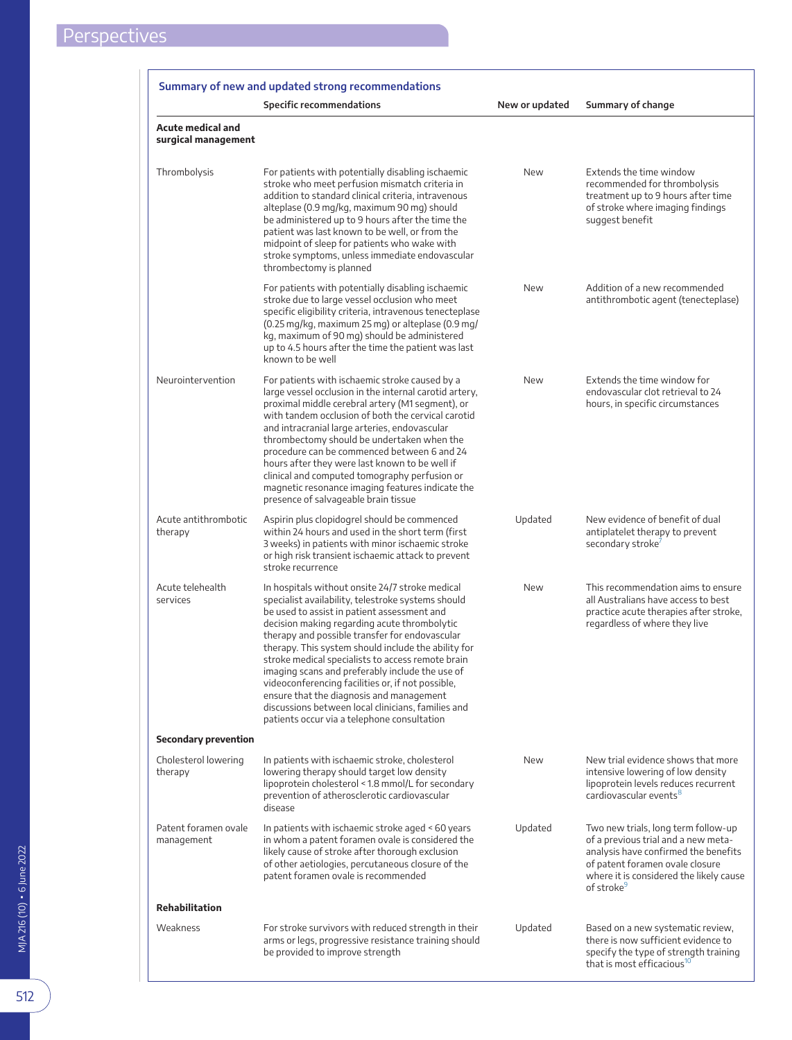**Summary of new and updated strong recommendations**

| | Specific recommendations | New or updated | Summary of change |
|---|---|---|---|
| **Acute medical and surgical management** | | | |
| Thrombolysis | For patients with potentially disabling ischaemic stroke who meet perfusion mismatch criteria in addition to standard clinical criteria, intravenous alteplase (0.9 mg/kg, maximum 90 mg) should be administered up to 9 hours after the time the patient was last known to be well, or from the midpoint of sleep for patients who wake with stroke symptoms, unless immediate endovascular thrombectomy is planned | New | Extends the time window recommended for thrombolysis treatment up to 9 hours after time of stroke where imaging findings suggest benefit |
| | For patients with potentially disabling ischaemic stroke due to large vessel occlusion who meet specific eligibility criteria, intravenous tenecteplase (0.25 mg/kg, maximum 25 mg) or alteplase (0.9 mg/kg, maximum of 90 mg) should be administered up to 4.5 hours after the time the patient was last known to be well | New | Addition of a new recommended antithrombotic agent (tenecteplase) |
| Neurointervention | For patients with ischaemic stroke caused by a large vessel occlusion in the internal carotid artery, proximal middle cerebral artery (M1 segment), or with tandem occlusion of both the cervical carotid and intracranial large arteries, endovascular thrombectomy should be undertaken when the procedure can be commenced between 6 and 24 hours after they were last known to be well if clinical and computed tomography perfusion or magnetic resonance imaging features indicate the presence of salvageable brain tissue | New | Extends the time window for endovascular clot retrieval to 24 hours, in specific circumstances |
| Acute antithrombotic therapy | Aspirin plus clopidogrel should be commenced within 24 hours and used in the short term (first 3 weeks) in patients with minor ischaemic stroke or high risk transient ischaemic attack to prevent stroke recurrence | Updated | New evidence of benefit of dual antiplatelet therapy to prevent secondary stroke[7] |
| Acute telehealth services | In hospitals without onsite 24/7 stroke medical specialist availability, telestroke systems should be used to assist in patient assessment and decision making regarding acute thrombolytic therapy and possible transfer for endovascular therapy. This system should include the ability for stroke medical specialists to access remote brain imaging scans and preferably include the use of videoconferencing facilities or, if not possible, ensure that the diagnosis and management discussions between local clinicians, families and patients occur via a telephone consultation | New | This recommendation aims to ensure all Australians have access to best practice acute therapies after stroke, regardless of where they live |
| **Secondary prevention** | | | |
| Cholesterol lowering therapy | In patients with ischaemic stroke, cholesterol lowering therapy should target low density lipoprotein cholesterol < 1.8 mmol/L for secondary prevention of atherosclerotic cardiovascular disease | New | New trial evidence shows that more intensive lowering of low density lipoprotein levels reduces recurrent cardiovascular events[8] |
| Patent foramen ovale management | In patients with ischaemic stroke aged < 60 years in whom a patent foramen ovale is considered the likely cause of stroke after thorough exclusion of other aetiologies, percutaneous closure of the patent foramen ovale is recommended | Updated | Two new trials, long term follow-up of a previous trial and a new meta-analysis have confirmed the benefits of patent foramen ovale closure where it is considered the likely cause of stroke[9] |
| **Rehabilitation** | | | |
| Weakness | For stroke survivors with reduced strength in their arms or legs, progressive resistance training should be provided to improve strength | Updated | Based on a new systematic review, there is now sufficient evidence to specify the type of strength training that is most efficacious[10] |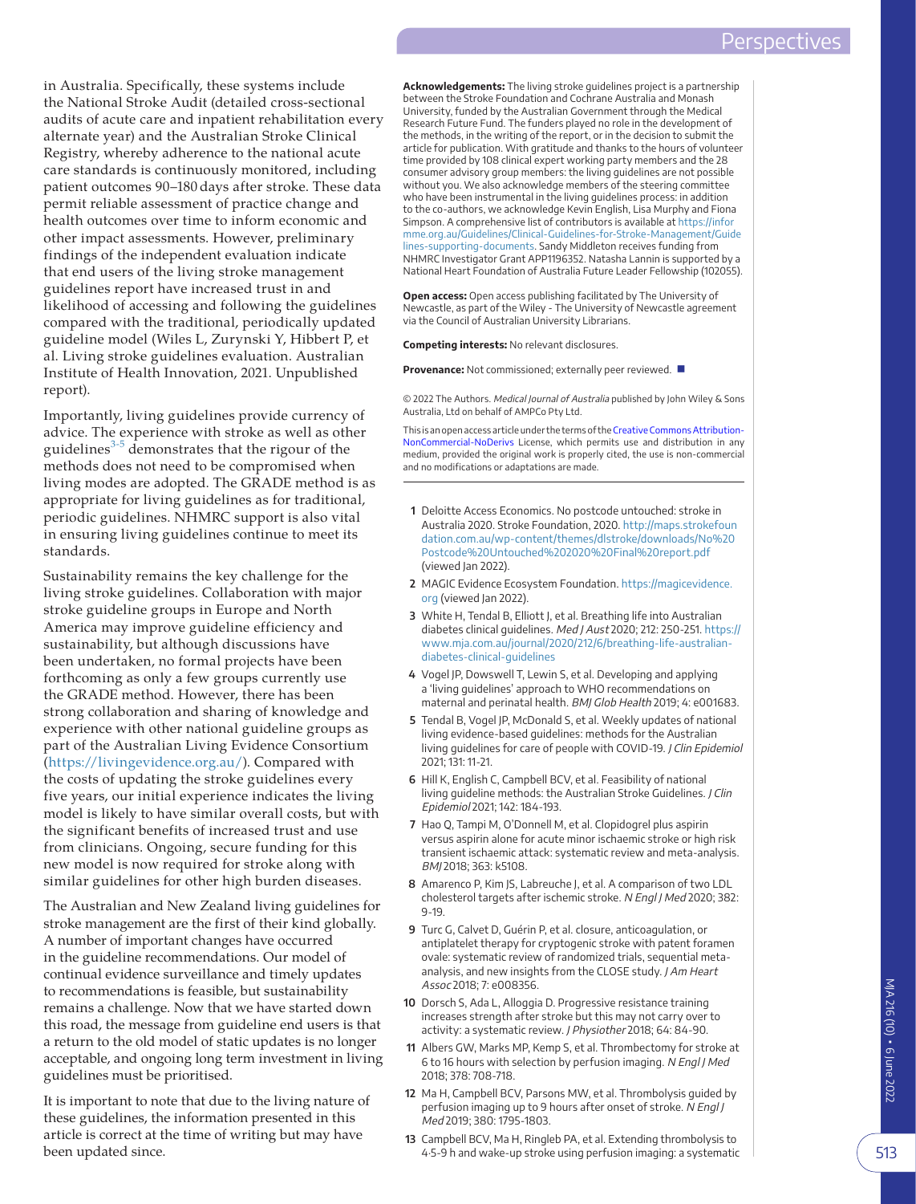in Australia. Specifically, these systems include the National Stroke Audit (detailed cross-sectional audits of acute care and inpatient rehabilitation every alternate year) and the Australian Stroke Clinical Registry, whereby adherence to the national acute care standards is continuously monitored, including patient outcomes 90–180 days after stroke. These data permit reliable assessment of practice change and health outcomes over time to inform economic and other impact assessments. However, preliminary findings of the independent evaluation indicate that end users of the living stroke management guidelines report have increased trust in and likelihood of accessing and following the guidelines compared with the traditional, periodically updated guideline model (Wiles L, Zurynski Y, Hibbert P, et al. Living stroke guidelines evaluation. Australian Institute of Health Innovation, 2021. Unpublished report).

Importantly, living guidelines provide currency of advice. The experience with stroke as well as other guidelines[3-5] demonstrates that the rigour of the methods does not need to be compromised when living modes are adopted. The GRADE method is as appropriate for living guidelines as for traditional, periodic guidelines. NHMRC support is also vital in ensuring living guidelines continue to meet its standards.

Sustainability remains the key challenge for the living stroke guidelines. Collaboration with major stroke guideline groups in Europe and North America may improve guideline efficiency and sustainability, but although discussions have been undertaken, no formal projects have been forthcoming as only a few groups currently use the GRADE method. However, there has been strong collaboration and sharing of knowledge and experience with other national guideline groups as part of the Australian Living Evidence Consortium (https://livingevidence.org.au/). Compared with the costs of updating the stroke guidelines every five years, our initial experience indicates the living model is likely to have similar overall costs, but with the significant benefits of increased trust and use from clinicians. Ongoing, secure funding for this new model is now required for stroke along with similar guidelines for other high burden diseases.

The Australian and New Zealand living guidelines for stroke management are the first of their kind globally. A number of important changes have occurred in the guideline recommendations. Our model of continual evidence surveillance and timely updates to recommendations is feasible, but sustainability remains a challenge. Now that we have started down this road, the message from guideline end users is that a return to the old model of static updates is no longer acceptable, and ongoing long term investment in living guidelines must be prioritised.

It is important to note that due to the living nature of these guidelines, the information presented in this article is correct at the time of writing but may have been updated since.

**Acknowledgements:** The living stroke guidelines project is a partnership between the Stroke Foundation and Cochrane Australia and Monash University, funded by the Australian Government through the Medical Research Future Fund. The funders played no role in the development of the methods, in the writing of the report, or in the decision to submit the article for publication. With gratitude and thanks to the hours of volunteer time provided by 108 clinical expert working party members and the 28 consumer advisory group members: the living guidelines are not possible without you. We also acknowledge members of the steering committee who have been instrumental in the living guidelines process: in addition to the co-authors, we acknowledge Kevin English, Lisa Murphy and Fiona Simpson. A comprehensive list of contributors is available at https://informme.org.au/Guidelines/Clinical-Guidelines-for-Stroke-Management/Guidelines-supporting-documents. Sandy Middleton receives funding from NHMRC Investigator Grant APP1196352. Natasha Lannin is supported by a National Heart Foundation of Australia Future Leader Fellowship (102055).

**Open access:** Open access publishing facilitated by The University of Newcastle, as part of the Wiley - The University of Newcastle agreement via the Council of Australian University Librarians.

**Competing interests:** No relevant disclosures.

**Provenance:** Not commissioned; externally peer reviewed. ■

© 2022 The Authors. *Medical Journal of Australia* published by John Wiley & Sons Australia, Ltd on behalf of AMPCo Pty Ltd.

This is an open access article under the terms of the Creative Commons Attribution-NonCommercial-NoDerivs License, which permits use and distribution in any medium, provided the original work is properly cited, the use is non-commercial and no modifications or adaptations are made.

1. Deloitte Access Economics. No postcode untouched: stroke in Australia 2020. Stroke Foundation, 2020. http://maps.strokefoundation.com.au/wp-content/themes/dlstroke/downloads/No%20Postcode%20Untouched%202020%20Final%20report.pdf (viewed Jan 2022).
2. MAGIC Evidence Ecosystem Foundation. https://magicevidence.org (viewed Jan 2022).
3. White H, Tendal B, Elliott J, et al. Breathing life into Australian diabetes clinical guidelines. *Med J Aust* 2020; 212: 250-251. https://www.mja.com.au/journal/2020/212/6/breathing-life-australian-diabetes-clinical-guidelines
4. Vogel JP, Dowswell T, Lewin S, et al. Developing and applying a 'living guidelines' approach to WHO recommendations on maternal and perinatal health. *BMJ Glob Health* 2019; 4: e001683.
5. Tendal B, Vogel JP, McDonald S, et al. Weekly updates of national living evidence-based guidelines: methods for the Australian living guidelines for care of people with COVID-19. *J Clin Epidemiol* 2021; 131: 11-21.
6. Hill K, English C, Campbell BCV, et al. Feasibility of national living guideline methods: the Australian Stroke Guidelines. *J Clin Epidemiol* 2021; 142: 184-193.
7. Hao Q, Tampi M, O'Donnell M, et al. Clopidogrel plus aspirin versus aspirin alone for acute minor ischaemic stroke or high risk transient ischaemic attack: systematic review and meta-analysis. *BMJ* 2018; 363: k5108.
8. Amarenco P, Kim JS, Labreuche J, et al. A comparison of two LDL cholesterol targets after ischemic stroke. *N Engl J Med* 2020; 382: 9-19.
9. Turc G, Calvet D, Guérin P, et al. closure, anticoagulation, or antiplatelet therapy for cryptogenic stroke with patent foramen ovale: systematic review of randomized trials, sequential meta-analysis, and new insights from the CLOSE study. *J Am Heart Assoc* 2018; 7: e008356.
10. Dorsch S, Ada L, Alloggia D. Progressive resistance training increases strength after stroke but this may not carry over to activity: a systematic review. *J Physiother* 2018; 64: 84-90.
11. Albers GW, Marks MP, Kemp S, et al. Thrombectomy for stroke at 6 to 16 hours with selection by perfusion imaging. *N Engl J Med* 2018; 378: 708-718.
12. Ma H, Campbell BCV, Parsons MW, et al. Thrombolysis guided by perfusion imaging up to 9 hours after onset of stroke. *N Engl J Med* 2019; 380: 1795-1803.
13. Campbell BCV, Ma H, Ringleb PA, et al. Extending thrombolysis to 4·5-9 h and wake-up stroke using perfusion imaging: a systematic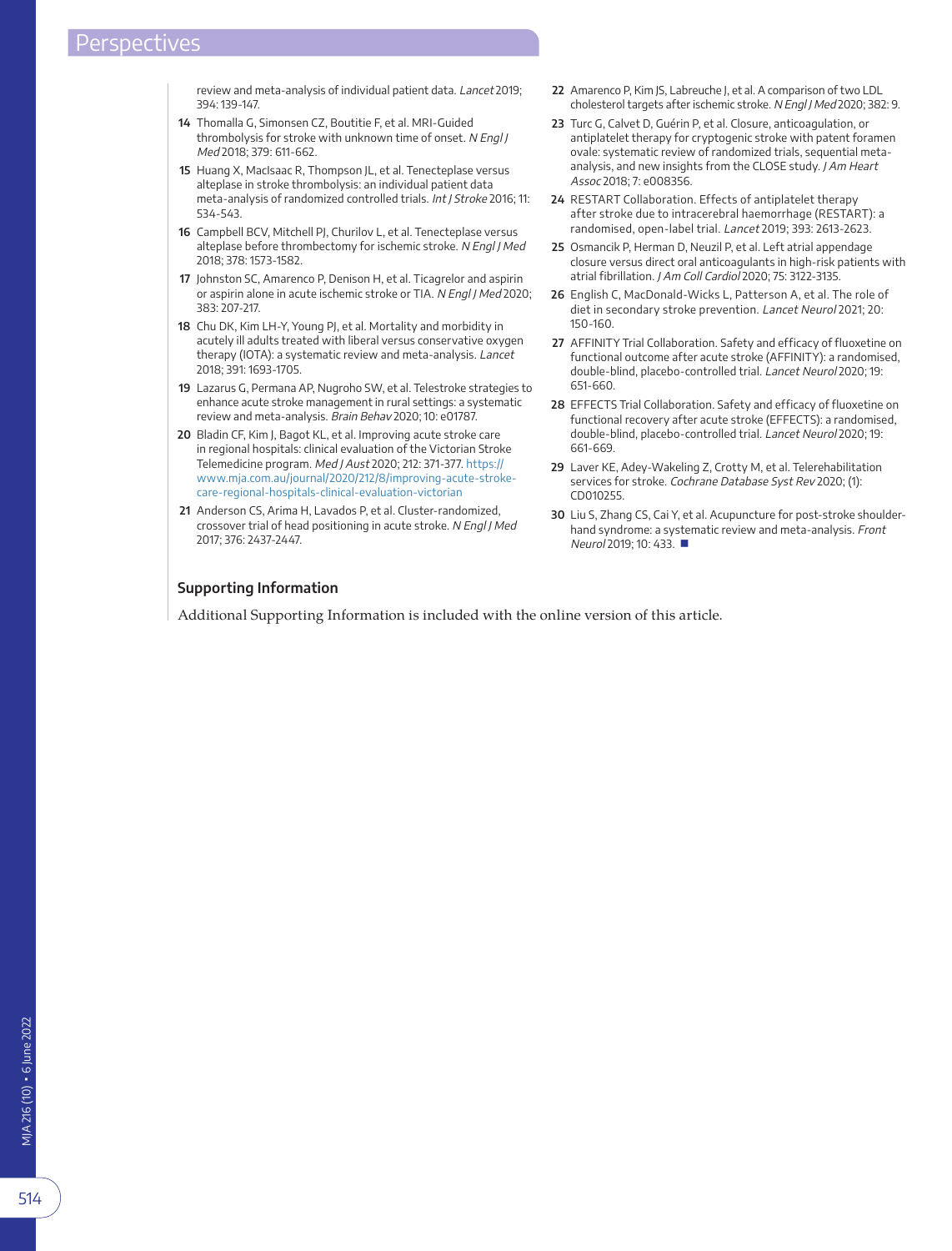review and meta-analysis of individual patient data. *Lancet* 2019; 394: 139-147.

14 Thomalla G, Simonsen CZ, Boutitie F, et al. MRI-Guided thrombolysis for stroke with unknown time of onset. *N Engl J Med* 2018; 379: 611-662.

15 Huang X, MacIsaac R, Thompson JL, et al. Tenecteplase versus alteplase in stroke thrombolysis: an individual patient data meta-analysis of randomized controlled trials. *Int J Stroke* 2016; 11: 534-543.

16 Campbell BCV, Mitchell PJ, Churilov L, et al. Tenecteplase versus alteplase before thrombectomy for ischemic stroke. *N Engl J Med* 2018; 378: 1573-1582.

17 Johnston SC, Amarenco P, Denison H, et al. Ticagrelor and aspirin or aspirin alone in acute ischemic stroke or TIA. *N Engl J Med* 2020; 383: 207-217.

18 Chu DK, Kim LH-Y, Young PJ, et al. Mortality and morbidity in acutely ill adults treated with liberal versus conservative oxygen therapy (IOTA): a systematic review and meta-analysis. *Lancet* 2018; 391: 1693-1705.

19 Lazarus G, Permana AP, Nugroho SW, et al. Telestroke strategies to enhance acute stroke management in rural settings: a systematic review and meta-analysis. *Brain Behav* 2020; 10: e01787.

20 Bladin CF, Kim J, Bagot KL, et al. Improving acute stroke care in regional hospitals: clinical evaluation of the Victorian Stroke Telemedicine program. *Med J Aust* 2020; 212: 371-377. https://www.mja.com.au/journal/2020/212/8/improving-acute-stroke-care-regional-hospitals-clinical-evaluation-victorian

21 Anderson CS, Arima H, Lavados P, et al. Cluster-randomized, crossover trial of head positioning in acute stroke. *N Engl J Med* 2017; 376: 2437-2447.

22 Amarenco P, Kim JS, Labreuche J, et al. A comparison of two LDL cholesterol targets after ischemic stroke. *N Engl J Med* 2020; 382: 9.

23 Turc G, Calvet D, Guérin P, et al. Closure, anticoagulation, or antiplatelet therapy for cryptogenic stroke with patent foramen ovale: systematic review of randomized trials, sequential meta-analysis, and new insights from the CLOSE study. *J Am Heart Assoc* 2018; 7: e008356.

24 RESTART Collaboration. Effects of antiplatelet therapy after stroke due to intracerebral haemorrhage (RESTART): a randomised, open-label trial. *Lancet* 2019; 393: 2613-2623.

25 Osmancik P, Herman D, Neuzil P, et al. Left atrial appendage closure versus direct oral anticoagulants in high-risk patients with atrial fibrillation. *J Am Coll Cardiol* 2020; 75: 3122-3135.

26 English C, MacDonald-Wicks L, Patterson A, et al. The role of diet in secondary stroke prevention. *Lancet Neurol* 2021; 20: 150-160.

27 AFFINITY Trial Collaboration. Safety and efficacy of fluoxetine on functional outcome after acute stroke (AFFINITY): a randomised, double-blind, placebo-controlled trial. *Lancet Neurol* 2020; 19: 651-660.

28 EFFECTS Trial Collaboration. Safety and efficacy of fluoxetine on functional recovery after acute stroke (EFFECTS): a randomised, double-blind, placebo-controlled trial. *Lancet Neurol* 2020; 19: 661-669.

29 Laver KE, Adey-Wakeling Z, Crotty M, et al. Telerehabilitation services for stroke. *Cochrane Database Syst Rev* 2020; (1): CD010255.

30 Liu S, Zhang CS, Cai Y, et al. Acupuncture for post-stroke shoulder-hand syndrome: a systematic review and meta-analysis. *Front Neurol* 2019; 10: 433. ■

### Supporting Information

Additional Supporting Information is included with the online version of this article.